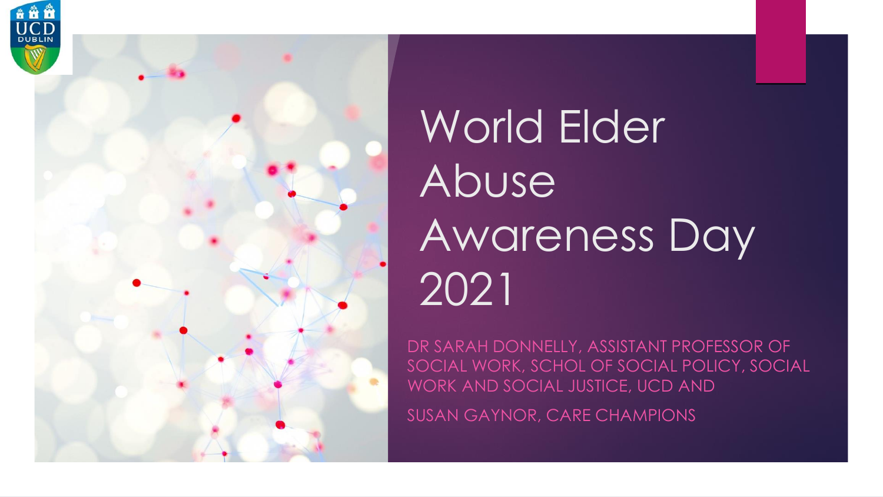# World Elder Abuse Awareness Day 2021

DR SARAH DONNELLY, ASSISTANT PROFESSOR OF SOCIAL WORK, SCHOL OF SOCIAL POLICY, SOCIAL WORK AND SOCIAL JUSTICE, UCD AND

SUSAN GAYNOR, CARE CHAMPIONS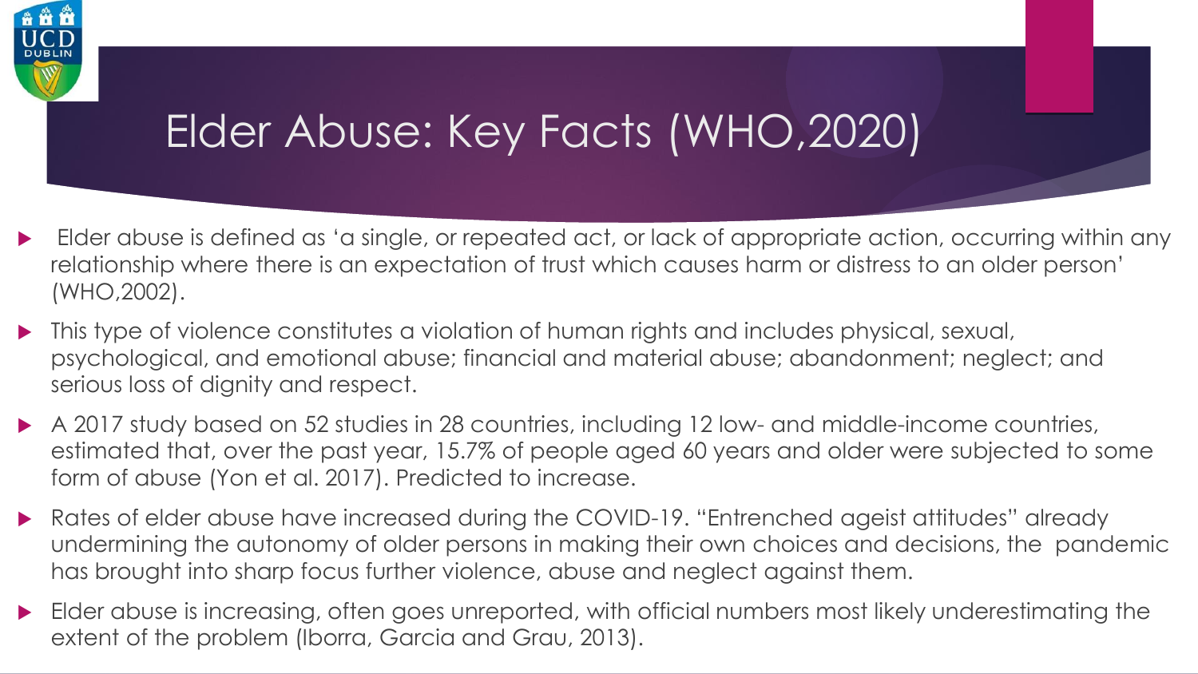# Elder Abuse: Key Facts (WHO,2020)

- Elder abuse is defined as 'a single, or repeated act, or lack of appropriate action, occurring within any relationship where there is an expectation of trust which causes harm or distress to an older person' (WHO,2002).
- This type of violence constitutes a violation of human rights and includes physical, sexual, psychological, and emotional abuse; financial and material abuse; abandonment; neglect; and serious loss of dignity and respect.
- A 2017 study based on 52 studies in 28 countries, including 12 low- and middle-income countries, estimated that, over the past year, 15.7% of people aged 60 years and older were subjected to some form of abuse (Yon et al. 2017). Predicted to increase.
- Rates of elder abuse have increased during the COVID-19. "Entrenched ageist attitudes" already undermining the autonomy of older persons in making their own choices and decisions, the pandemic has brought into sharp focus further violence, abuse and neglect against them.
- Elder abuse is increasing, often goes unreported, with official numbers most likely underestimating the extent of the problem (Iborra, Garcia and Grau, 2013).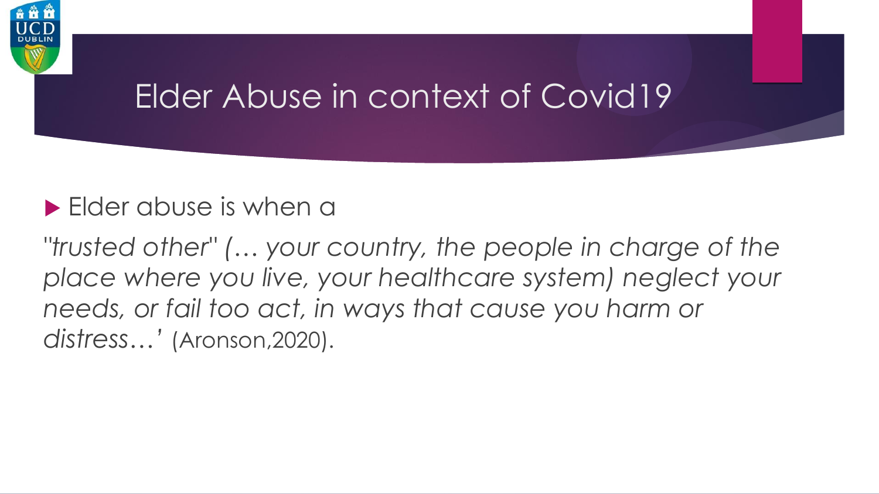# Elder Abuse in context of Covid19

- Elder abuse is when a

*"trusted other" (… your country, the people in charge of the place where you live, your healthcare system) neglect your needs, or fail too act, in ways that cause you harm or distress…'* (Aronson,2020).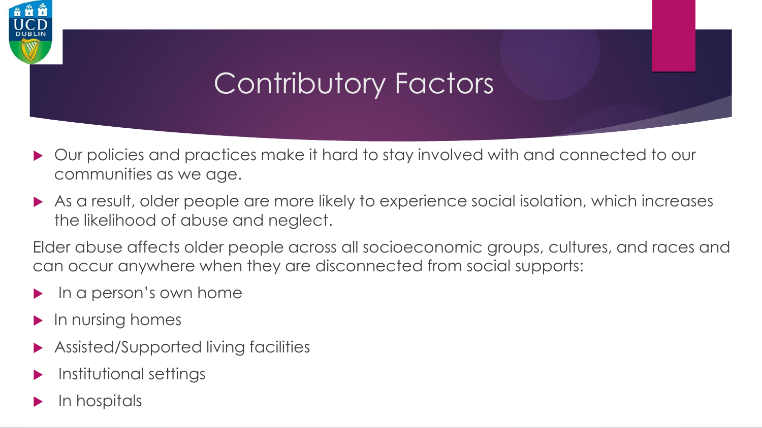# Contributory Factors

- Our policies and practices make it hard to stay involved with and connected to our communities as we age.
- As a result, older people are more likely to experience social isolation, which increases the likelihood of abuse and neglect.

Elder abuse affects older people across all socioeconomic groups, cultures, and races and can occur anywhere when they are disconnected from social supports:

- In a person's own home
- In nursing homes
- Assisted/Supported living facilities
- Institutional settings
- In hospitals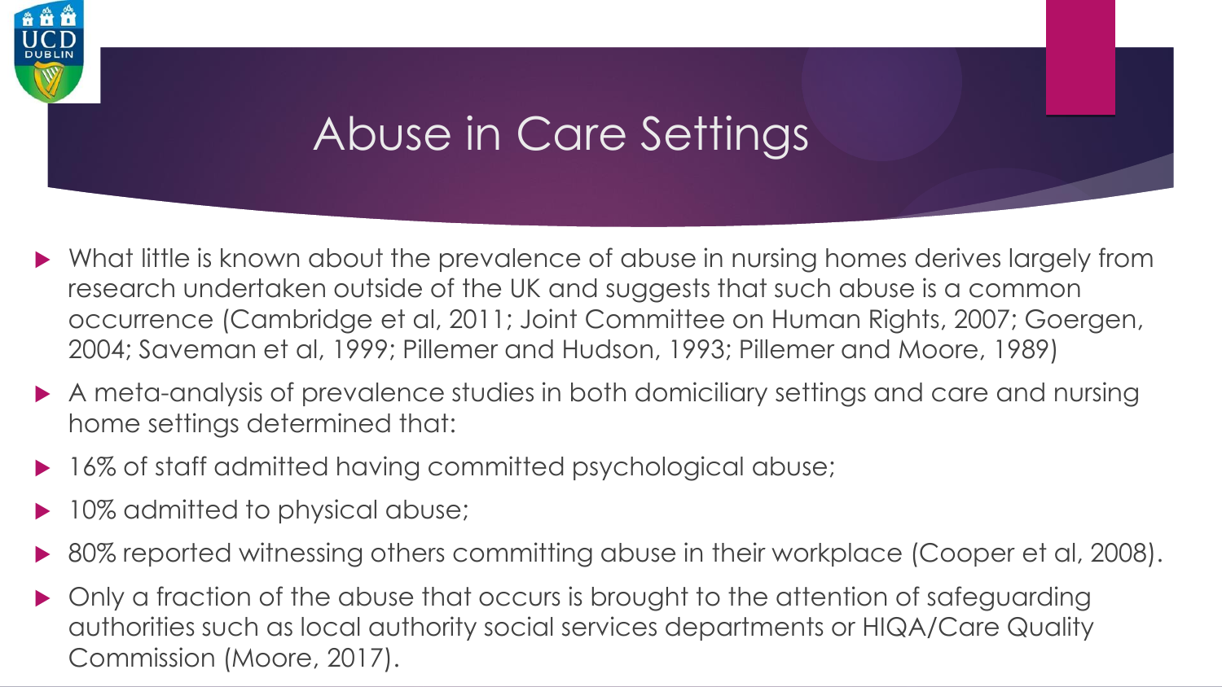# Abuse in Care Settings

- What little is known about the prevalence of abuse in nursing homes derives largely from research undertaken outside of the UK and suggests that such abuse is a common occurrence (Cambridge et al, 2011; Joint Committee on Human Rights, 2007; Goergen, 2004; Saveman et al, 1999; Pillemer and Hudson, 1993; Pillemer and Moore, 1989)
- A meta-analysis of prevalence studies in both domiciliary settings and care and nursing home settings determined that:
- 16% of staff admitted having committed psychological abuse;
- 10% admitted to physical abuse;
- 80% reported witnessing others committing abuse in their workplace (Cooper et al, 2008).
- Only a fraction of the abuse that occurs is brought to the attention of safeguarding authorities such as local authority social services departments or HIQA/Care Quality Commission (Moore, 2017).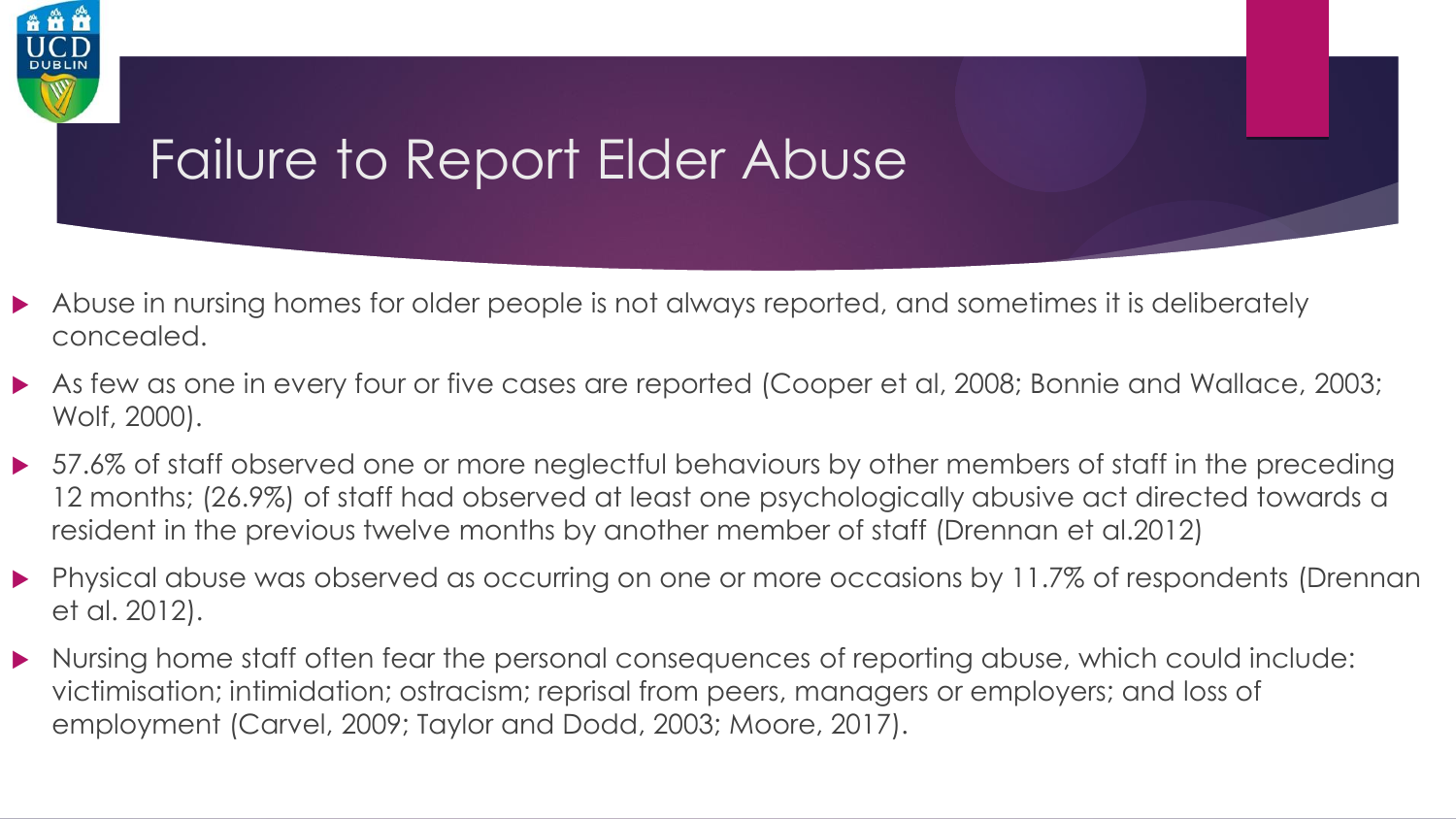# Failure to Report Elder Abuse

- Abuse in nursing homes for older people is not always reported, and sometimes it is deliberately concealed.
- As few as one in every four or five cases are reported (Cooper et al, 2008; Bonnie and Wallace, 2003; Wolf, 2000).
- 57.6% of staff observed one or more neglectful behaviours by other members of staff in the preceding 12 months; (26.9%) of staff had observed at least one psychologically abusive act directed towards a resident in the previous twelve months by another member of staff (Drennan et al.2012)
- Physical abuse was observed as occurring on one or more occasions by 11.7% of respondents (Drennan et al. 2012).
- Nursing home staff often fear the personal consequences of reporting abuse, which could include: victimisation; intimidation; ostracism; reprisal from peers, managers or employers; and loss of employment (Carvel, 2009; Taylor and Dodd, 2003; Moore, 2017).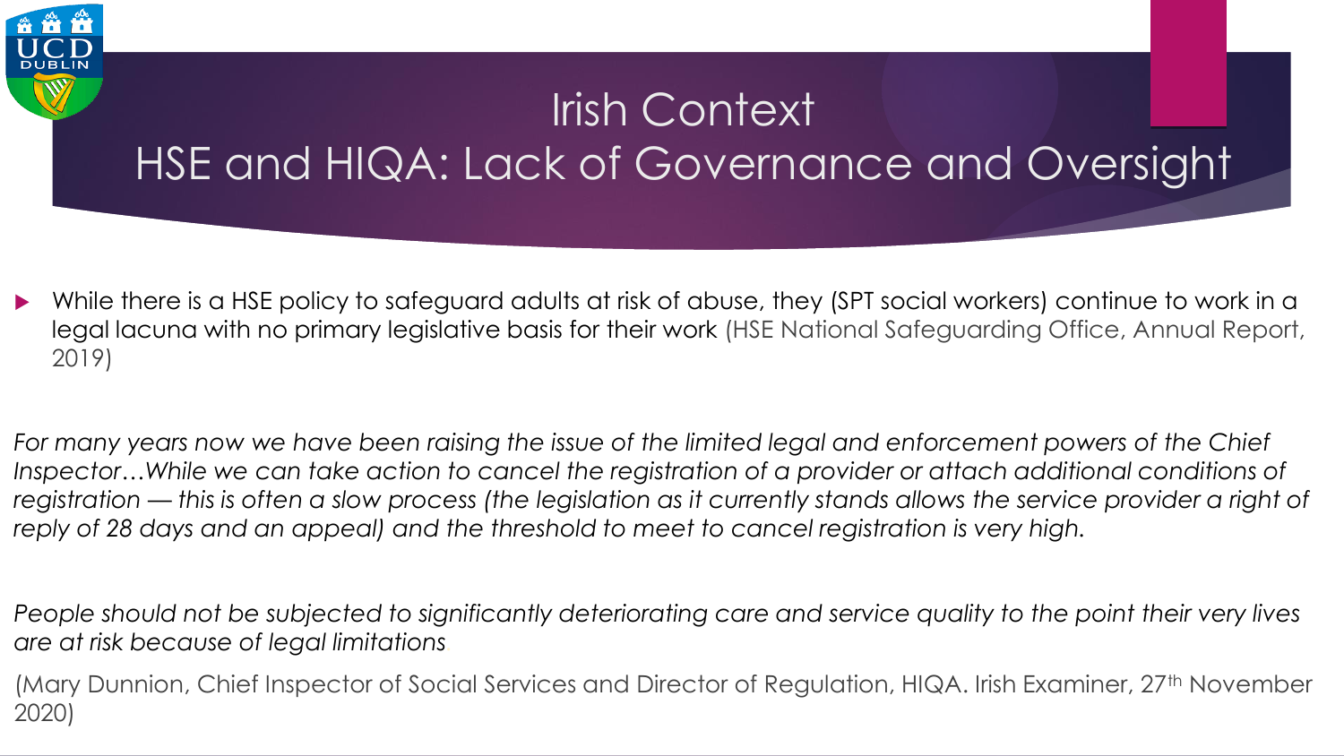# Irish Context
## HSE and HIQA: Lack of Governance and Oversight

- While there is a HSE policy to safeguard adults at risk of abuse, they (SPT social workers) continue to work in a legal lacuna with no primary legislative basis for their work (HSE National Safeguarding Office, Annual Report, 2019)

*For many years now we have been raising the issue of the limited legal and enforcement powers of the Chief Inspector…While we can take action to cancel the registration of a provider or attach additional conditions of registration — this is often a slow process (the legislation as it currently stands allows the service provider a right of reply of 28 days and an appeal) and the threshold to meet to cancel registration is very high.*

*People should not be subjected to significantly deteriorating care and service quality to the point their very lives are at risk because of legal limitations*

(Mary Dunnion, Chief Inspector of Social Services and Director of Regulation, HIQA. Irish Examiner, 27th November 2020)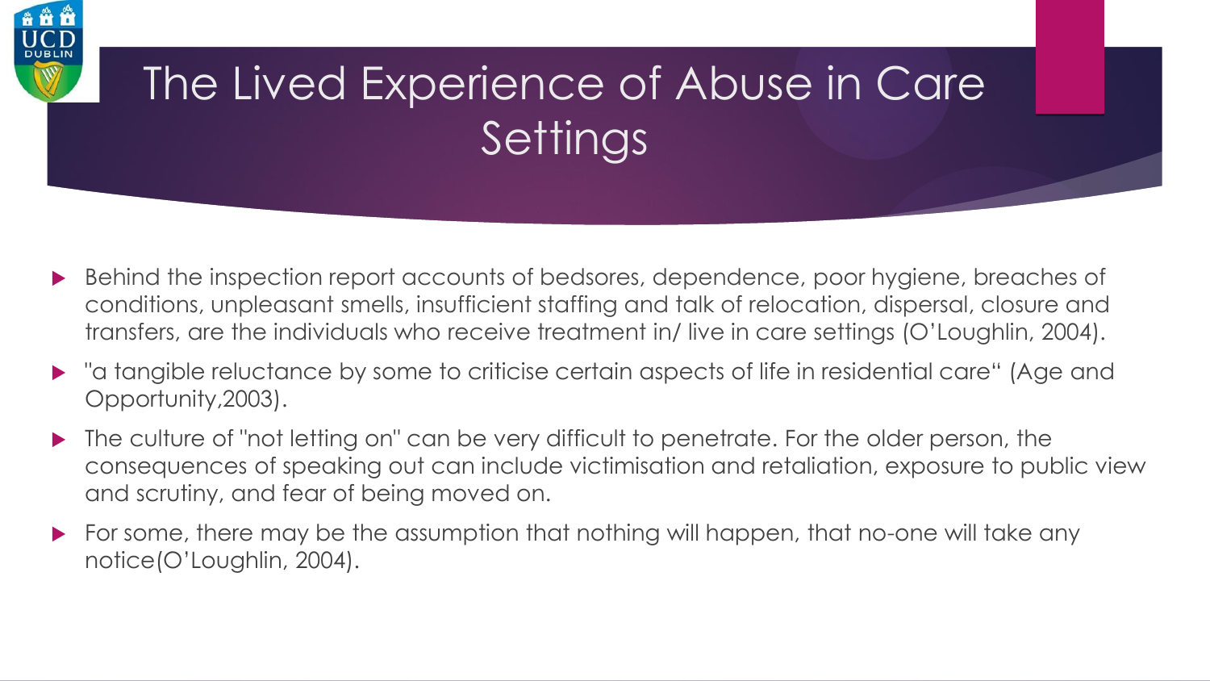# The Lived Experience of Abuse in Care Settings

- Behind the inspection report accounts of bedsores, dependence, poor hygiene, breaches of conditions, unpleasant smells, insufficient staffing and talk of relocation, dispersal, closure and transfers, are the individuals who receive treatment in/ live in care settings (O'Loughlin, 2004).
- "a tangible reluctance by some to criticise certain aspects of life in residential care" (Age and Opportunity,2003).
- The culture of "not letting on" can be very difficult to penetrate. For the older person, the consequences of speaking out can include victimisation and retaliation, exposure to public view and scrutiny, and fear of being moved on.
- For some, there may be the assumption that nothing will happen, that no-one will take any notice(O'Loughlin, 2004).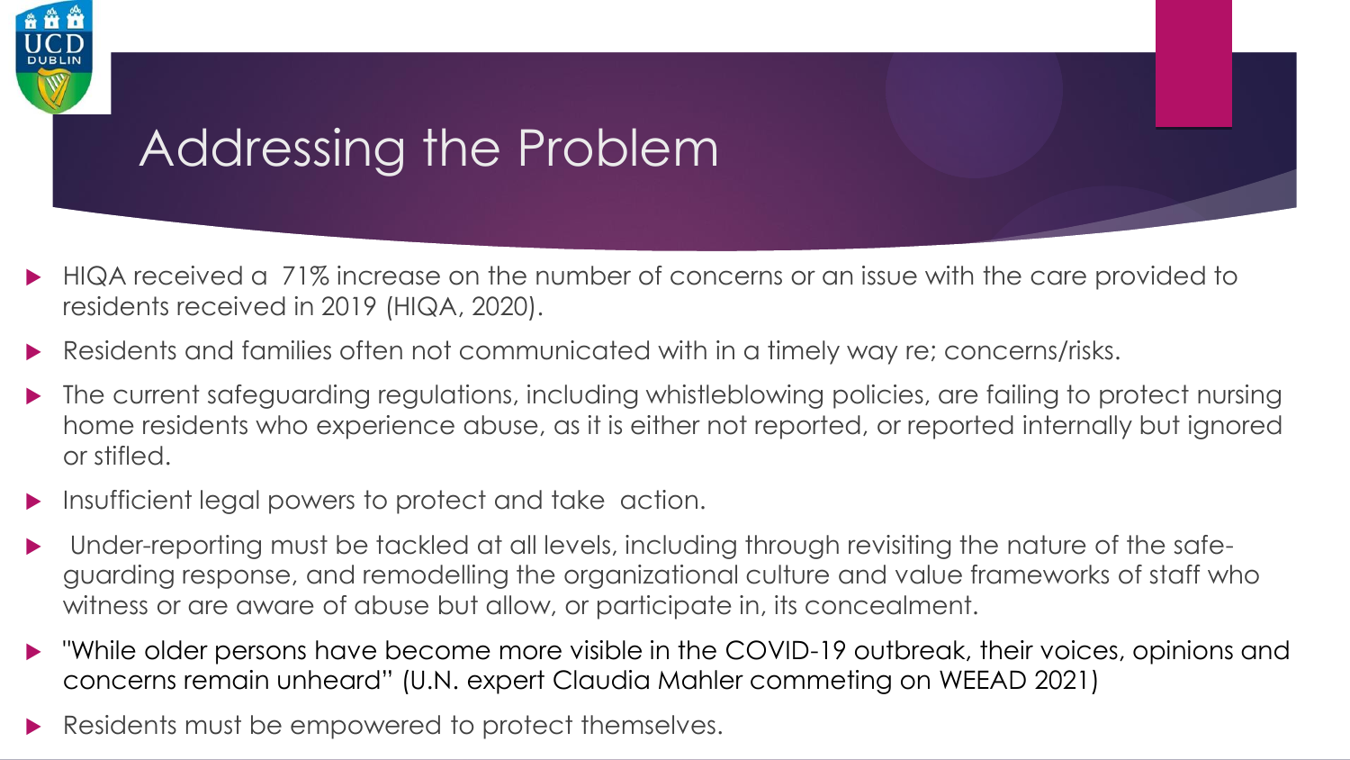# Addressing the Problem

- HIQA received a 71% increase on the number of concerns or an issue with the care provided to residents received in 2019 (HIQA, 2020).
- Residents and families often not communicated with in a timely way re; concerns/risks.
- The current safeguarding regulations, including whistleblowing policies, are failing to protect nursing home residents who experience abuse, as it is either not reported, or reported internally but ignored or stifled.
- Insufficient legal powers to protect and take action.
- Under-reporting must be tackled at all levels, including through revisiting the nature of the safe-guarding response, and remodelling the organizational culture and value frameworks of staff who witness or are aware of abuse but allow, or participate in, its concealment.
- "While older persons have become more visible in the COVID-19 outbreak, their voices, opinions and concerns remain unheard" (U.N. expert Claudia Mahler commeting on WEEAD 2021)
- Residents must be empowered to protect themselves.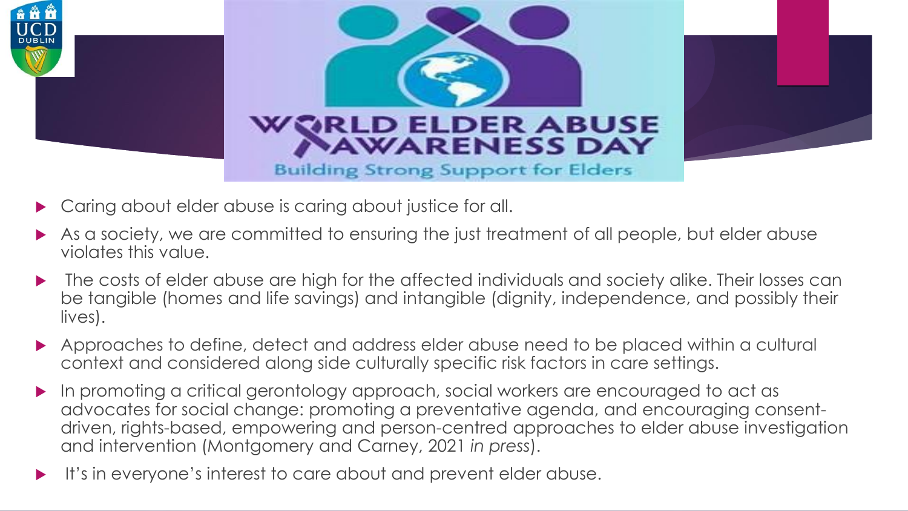- Caring about elder abuse is caring about justice for all.
- As a society, we are committed to ensuring the just treatment of all people, but elder abuse violates this value.
- The costs of elder abuse are high for the affected individuals and society alike. Their losses can be tangible (homes and life savings) and intangible (dignity, independence, and possibly their lives).
- Approaches to define, detect and address elder abuse need to be placed within a cultural context and considered along side culturally specific risk factors in care settings.
- In promoting a critical gerontology approach, social workers are encouraged to act as advocates for social change: promoting a preventative agenda, and encouraging consent-driven, rights-based, empowering and person-centred approaches to elder abuse investigation and intervention (Montgomery and Carney, 2021 *in press*).
- It's in everyone's interest to care about and prevent elder abuse.